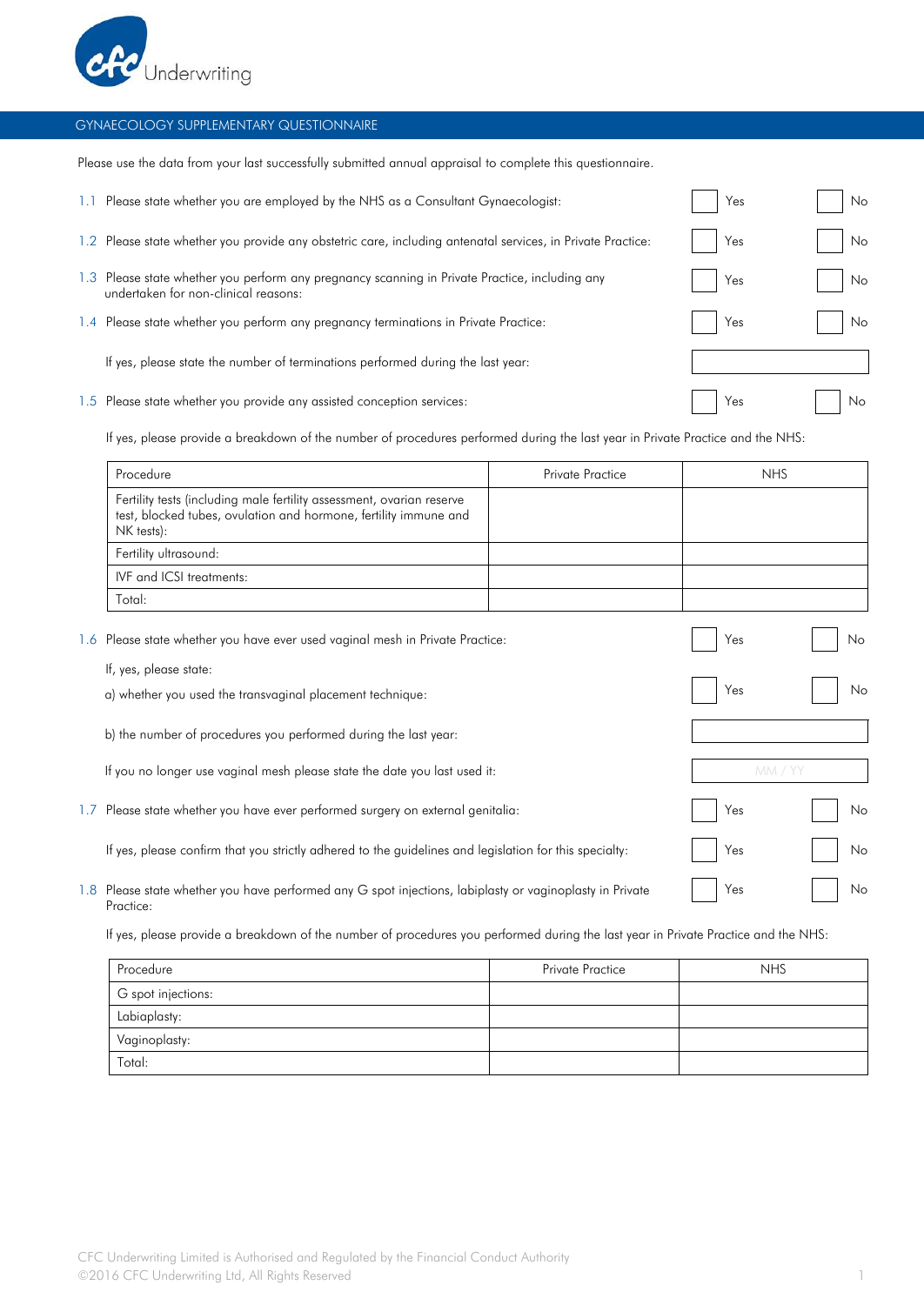cfc Underwriting

## GYNAECOLOGY SUPPLEMENTARY QUESTIONNAIRE

Please use the data from your last successfully submitted annual appraisal to complete this questionnaire.

1.1 Please state whether you are employed by the NHS as a Consultant Gynaecologist: ☐ Yes ☐ No

1.2 Please state whether you provide any obstetric care, including antenatal services, in Private Practice: ☐ Yes ☐ No

1.3 Please state whether you perform any pregnancy scanning in Private Practice, including any undertaken for non-clinical reasons: ☐ Yes ☐ No

1.4 Please state whether you perform any pregnancy terminations in Private Practice: ☐ Yes ☐ No

If yes, please state the number of terminations performed during the last year: \_\_\_\_\_\_\_\_

1.5 Please state whether you provide any assisted conception services: ☐ Yes ☐ No

If yes, please provide a breakdown of the number of procedures performed during the last year in Private Practice and the NHS:

| Procedure | Private Practice | NHS |
|---|---|---|
| Fertility tests (including male fertility assessment, ovarian reserve test, blocked tubes, ovulation and hormone, fertility immune and NK tests): | | |
| Fertility ultrasound: | | |
| IVF and ICSI treatments: | | |
| Total: | | |

1.6 Please state whether you have ever used vaginal mesh in Private Practice: ☐ Yes ☐ No

If, yes, please state:

a) whether you used the transvaginal placement technique: ☐ Yes ☐ No

b) the number of procedures you performed during the last year: \_\_\_\_\_\_\_\_

If you no longer use vaginal mesh please state the date you last used it: MM / YY

1.7 Please state whether you have ever performed surgery on external genitalia: ☐ Yes ☐ No

If yes, please confirm that you strictly adhered to the guidelines and legislation for this specialty: ☐ Yes ☐ No

1.8 Please state whether you have performed any G spot injections, labiplasty or vaginoplasty in Private Practice: ☐ Yes ☐ No

If yes, please provide a breakdown of the number of procedures you performed during the last year in Private Practice and the NHS:

| Procedure | Private Practice | NHS |
|---|---|---|
| G spot injections: | | |
| Labiaplasty: | | |
| Vaginoplasty: | | |
| Total: | | |

CFC Underwriting Limited is Authorised and Regulated by the Financial Conduct Authority
©2016 CFC Underwriting Ltd, All Rights Reserved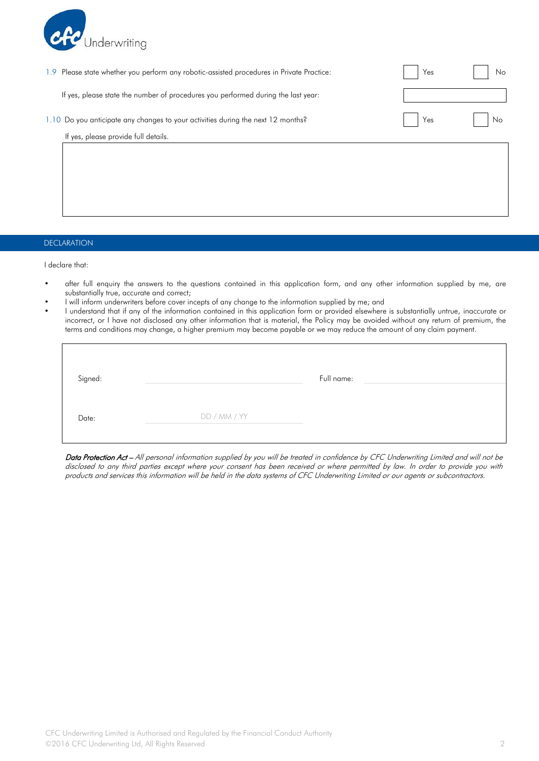1.9 Please state whether you perform any robotic-assisted procedures in Private Practice: ☐ Yes ☐ No

If yes, please state the number of procedures you performed during the last year:

1.10 Do you anticipate any changes to your activities during the next 12 months? ☐ Yes ☐ No

If yes, please provide full details.

## DECLARATION

I declare that:

- after full enquiry the answers to the questions contained in this application form, and any other information supplied by me, are substantially true, accurate and correct;
- I will inform underwriters before cover incepts of any change to the information supplied by me; and
- I understand that if any of the information contained in this application form or provided elsewhere is substantially untrue, inaccurate or incorrect, or I have not disclosed any other information that is material, the Policy may be avoided without any return of premium, the terms and conditions may change, a higher premium may become payable or we may reduce the amount of any claim payment.

| | | | |
|---|---|---|---|
| Signed: | | Full name: | |
| Date: | DD / MM / YY | | |

*Data Protection Act – All personal information supplied by you will be treated in confidence by CFC Underwriting Limited and will not be disclosed to any third parties except where your consent has been received or where permitted by law. In order to provide you with products and services this information will be held in the data systems of CFC Underwriting Limited or our agents or subcontractors.*

CFC Underwriting Limited is Authorised and Regulated by the Financial Conduct Authority
©2016 CFC Underwriting Ltd, All Rights Reserved